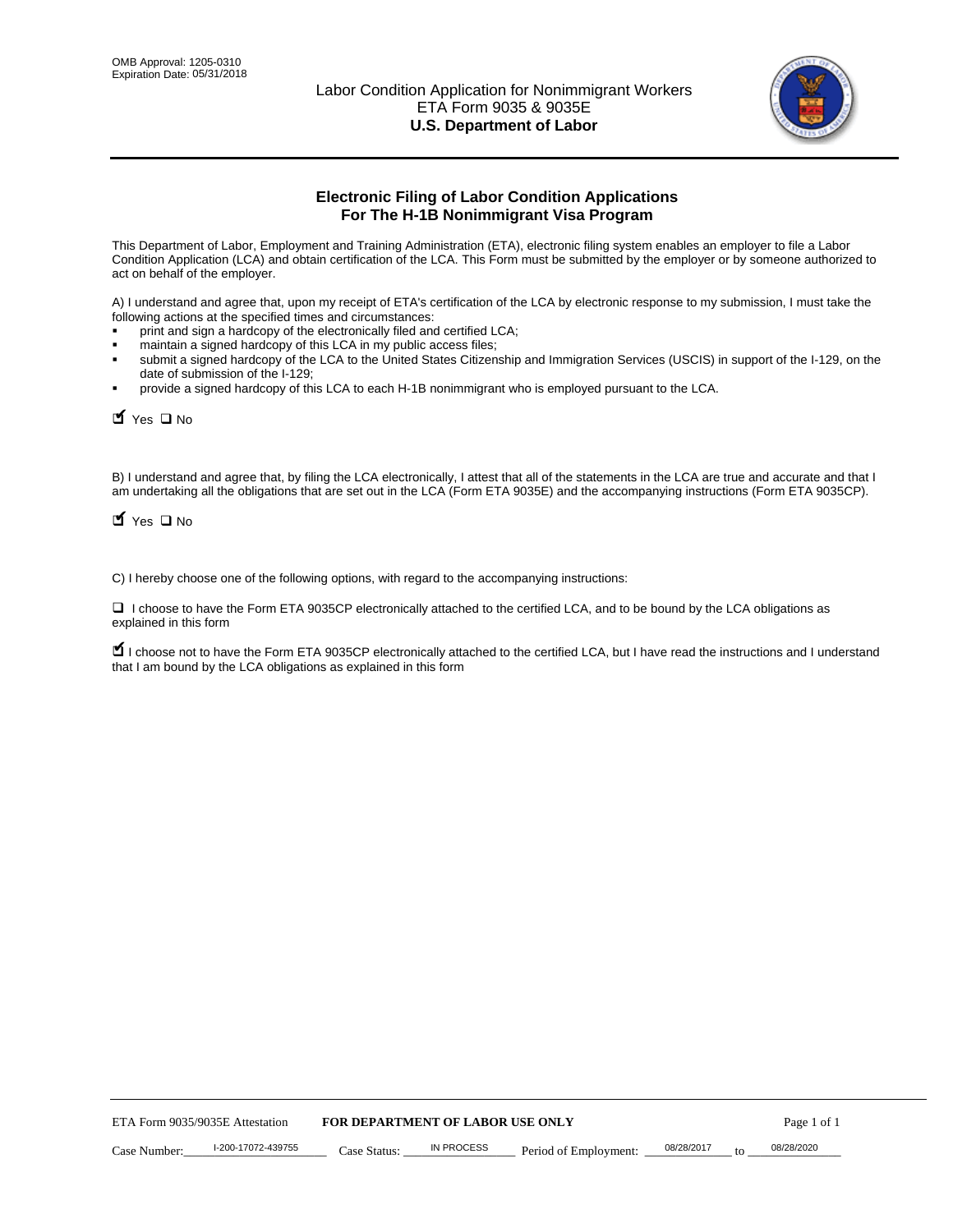OMB Approval: 1205-0310
Expiration Date: 05/31/2018

# Labor Condition Application for Nonimmigrant Workers
ETA Form 9035 & 9035E
**U.S. Department of Labor**

## Electronic Filing of Labor Condition Applications For The H-1B Nonimmigrant Visa Program

This Department of Labor, Employment and Training Administration (ETA), electronic filing system enables an employer to file a Labor Condition Application (LCA) and obtain certification of the LCA. This Form must be submitted by the employer or by someone authorized to act on behalf of the employer.

A) I understand and agree that, upon my receipt of ETA's certification of the LCA by electronic response to my submission, I must take the following actions at the specified times and circumstances:

- print and sign a hardcopy of the electronically filed and certified LCA;
- maintain a signed hardcopy of this LCA in my public access files;
- submit a signed hardcopy of the LCA to the United States Citizenship and Immigration Services (USCIS) in support of the I-129, on the date of submission of the I-129;
- provide a signed hardcopy of this LCA to each H-1B nonimmigrant who is employed pursuant to the LCA.

☑ Yes ☐ No

B) I understand and agree that, by filing the LCA electronically, I attest that all of the statements in the LCA are true and accurate and that I am undertaking all the obligations that are set out in the LCA (Form ETA 9035E) and the accompanying instructions (Form ETA 9035CP).

☑ Yes ☐ No

C) I hereby choose one of the following options, with regard to the accompanying instructions:

☐ I choose to have the Form ETA 9035CP electronically attached to the certified LCA, and to be bound by the LCA obligations as explained in this form

☑ I choose not to have the Form ETA 9035CP electronically attached to the certified LCA, but I have read the instructions and I understand that I am bound by the LCA obligations as explained in this form

ETA Form 9035/9035E Attestation **FOR DEPARTMENT OF LABOR USE ONLY**

Case Number: I-200-17072-439755 Case Status: IN PROCESS Period of Employment: 08/28/2017 to 08/28/2020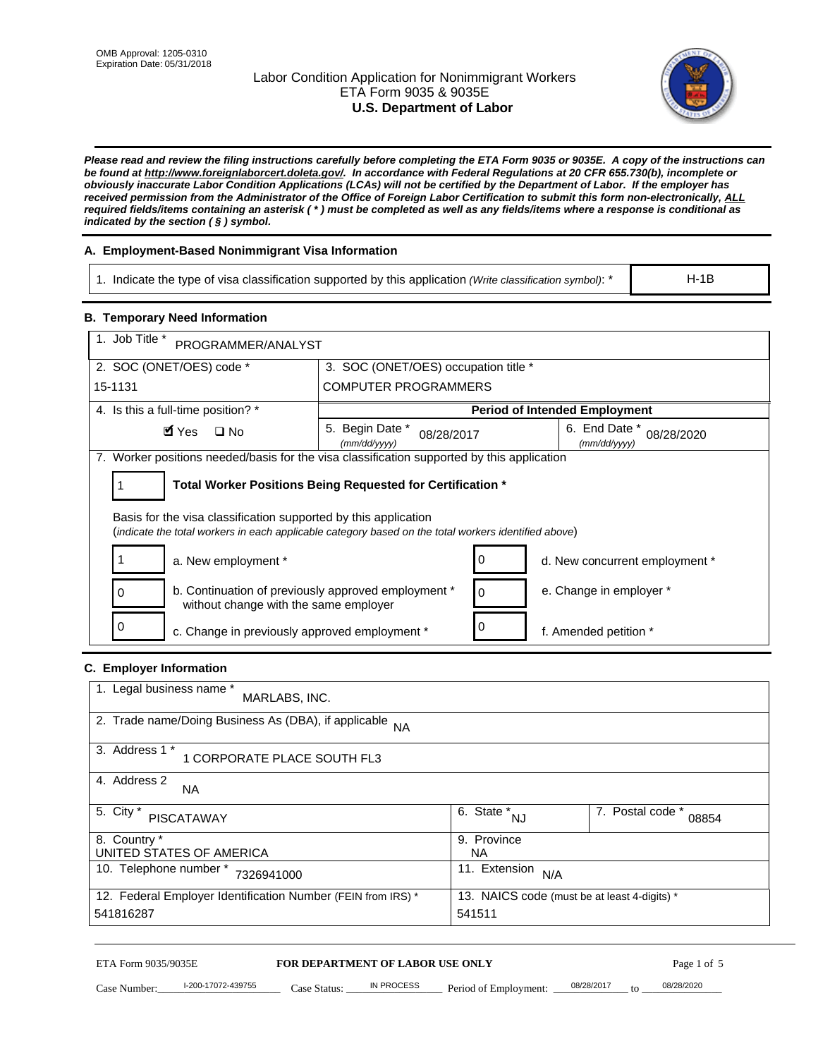OMB Approval: 1205-0310
Expiration Date: 05/31/2018

# Labor Condition Application for Nonimmigrant Workers
ETA Form 9035 & 9035E
**U.S. Department of Labor**

***Please read and review the filing instructions carefully before completing the ETA Form 9035 or 9035E. A copy of the instructions can be found at http://www.foreignlaborcert.doleta.gov/. In accordance with Federal Regulations at 20 CFR 655.730(b), incomplete or obviously inaccurate Labor Condition Applications (LCAs) will not be certified by the Department of Labor. If the employer has received permission from the Administrator of the Office of Foreign Labor Certification to submit this form non-electronically, ALL required fields/items containing an asterisk ( * ) must be completed as well as any fields/items where a response is conditional as indicated by the section ( § ) symbol.***

## A. Employment-Based Nonimmigrant Visa Information

| 1. Indicate the type of visa classification supported by this application *(Write classification symbol)*: * | H-1B |
|---|---|

## B. Temporary Need Information

| 1. Job Title * PROGRAMMER/ANALYST | | |
|---|---|---|
| 2. SOC (ONET/OES) code * 15-1131 | 3. SOC (ONET/OES) occupation title * COMPUTER PROGRAMMERS | |
| 4. Is this a full-time position? * | **Period of Intended Employment** | |
| ☑ Yes ☐ No | 5. Begin Date * (mm/dd/yyyy) 08/28/2017 | 6. End Date * (mm/dd/yyyy) 08/28/2020 |

7. Worker positions needed/basis for the visa classification supported by this application

1 — **Total Worker Positions Being Requested for Certification ***

Basis for the visa classification supported by this application
(*indicate the total workers in each applicable category based on the total workers identified above*)

| | | | |
|---|---|---|---|
| 1 | a. New employment * | 0 | d. New concurrent employment * |
| 0 | b. Continuation of previously approved employment * without change with the same employer | 0 | e. Change in employer * |
| 0 | c. Change in previously approved employment * | 0 | f. Amended petition * |

## C. Employer Information

| | | |
|---|---|---|
| 1. Legal business name * MARLABS, INC. | | |
| 2. Trade name/Doing Business As (DBA), if applicable NA | | |
| 3. Address 1 * 1 CORPORATE PLACE SOUTH FL3 | | |
| 4. Address 2 NA | | |
| 5. City * PISCATAWAY | 6. State * NJ | 7. Postal code * 08854 |
| 8. Country * UNITED STATES OF AMERICA | 9. Province NA | |
| 10. Telephone number * 7326941000 | 11. Extension N/A | |
| 12. Federal Employer Identification Number (FEIN from IRS) * 541816287 | 13. NAICS code (must be at least 4-digits) * 541511 | |

ETA Form 9035/9035E — **FOR DEPARTMENT OF LABOR USE ONLY**

Case Number: I-200-17072-439755 Case Status: IN PROCESS Period of Employment: 08/28/2017 to 08/28/2020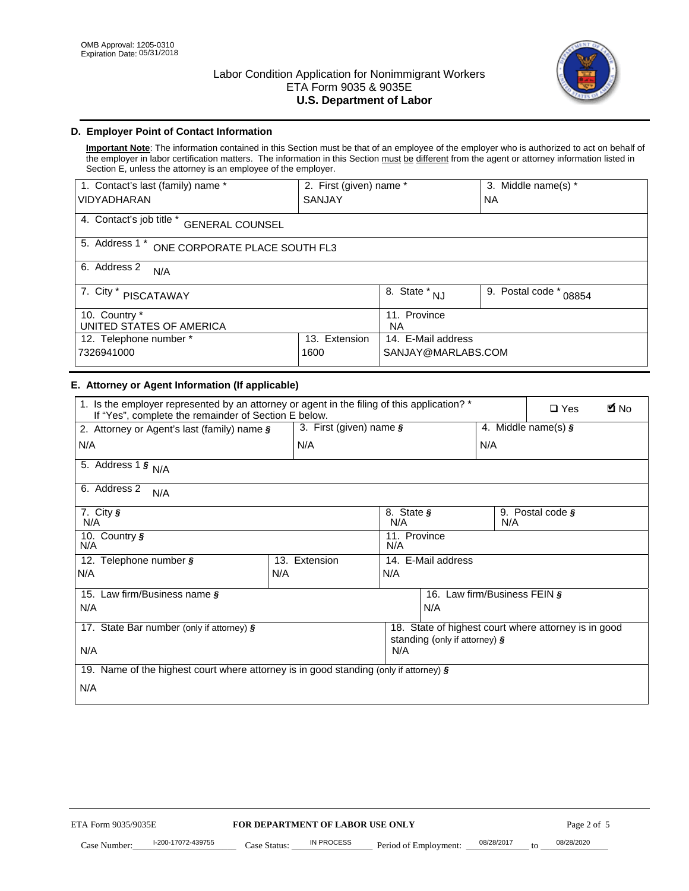OMB Approval: 1205-0310
Expiration Date: 05/31/2018

# Labor Condition Application for Nonimmigrant Workers
ETA Form 9035 & 9035E
**U.S. Department of Labor**

## D. Employer Point of Contact Information

**Important Note**: The information contained in this Section must be that of an employee of the employer who is authorized to act on behalf of the employer in labor certification matters. The information in this Section must be different from the agent or attorney information listed in Section E, unless the attorney is an employee of the employer.

| 1. Contact's last (family) name * | 2. First (given) name * | 3. Middle name(s) * |
|---|---|---|
| VIDYADHARAN | SANJAY | NA |
| 4. Contact's job title * GENERAL COUNSEL | | |
| 5. Address 1 * ONE CORPORATE PLACE SOUTH FL3 | | |
| 6. Address 2 N/A | | |
| 7. City * PISCATAWAY | 8. State * NJ | 9. Postal code * 08854 |
| 10. Country * UNITED STATES OF AMERICA | 11. Province NA | |
| 12. Telephone number * 7326941000 | 13. Extension 1600 | 14. E-Mail address SANJAY@MARLABS.COM |

## E. Attorney or Agent Information (If applicable)

| 1. Is the employer represented by an attorney or agent in the filing of this application? * If "Yes", complete the remainder of Section E below. | | ☐ Yes ☑ No |
|---|---|---|
| 2. Attorney or Agent's last (family) name § N/A | 3. First (given) name § N/A | 4. Middle name(s) § N/A |
| 5. Address 1 § N/A | | |
| 6. Address 2 N/A | | |
| 7. City § N/A | 8. State § N/A | 9. Postal code § N/A |
| 10. Country § N/A | 11. Province N/A | |
| 12. Telephone number § N/A | 13. Extension N/A | 14. E-Mail address N/A |
| 15. Law firm/Business name § N/A | | 16. Law firm/Business FEIN § N/A |
| 17. State Bar number (only if attorney) § N/A | | 18. State of highest court where attorney is in good standing (only if attorney) § N/A |
| 19. Name of the highest court where attorney is in good standing (only if attorney) § N/A | | |

ETA Form 9035/9035E **FOR DEPARTMENT OF LABOR USE ONLY**

Case Number: I-200-17072-439755 Case Status: IN PROCESS Period of Employment: 08/28/2017 to 08/28/2020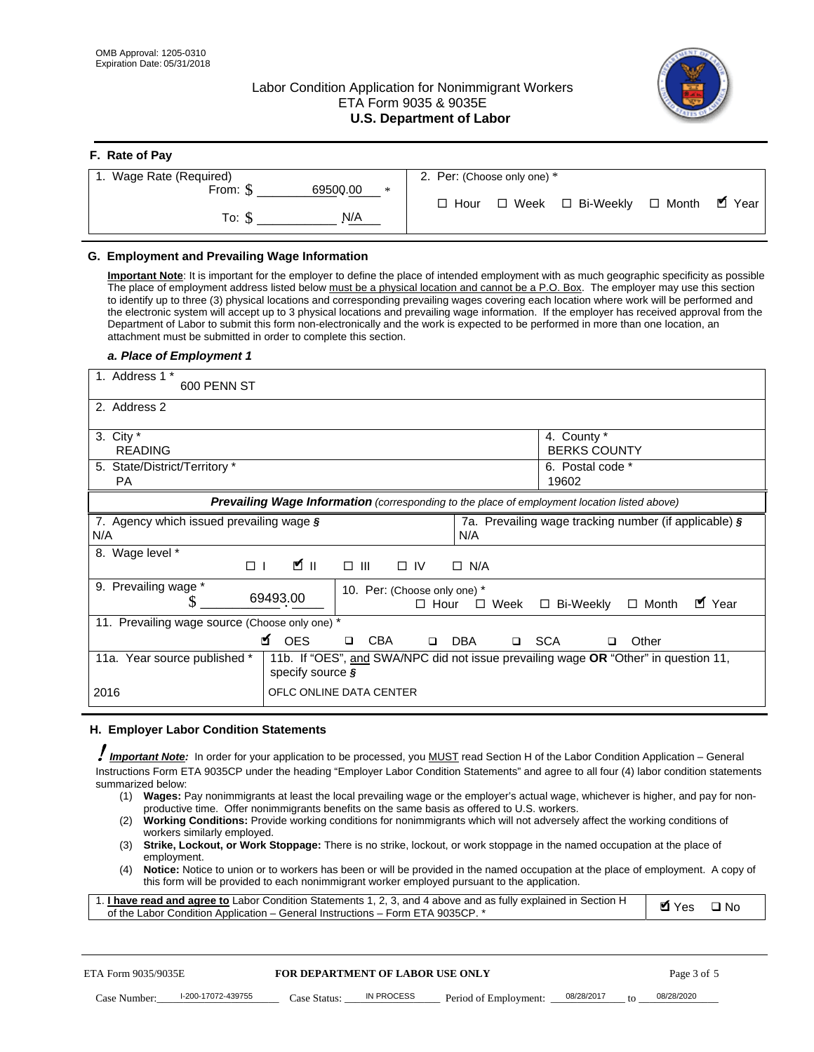OMB Approval: 1205-0310
Expiration Date: 05/31/2018

# Labor Condition Application for Nonimmigrant Workers
ETA Form 9035 & 9035E
**U.S. Department of Labor**

## F. Rate of Pay

| 1. Wage Rate (Required) | 2. Per: (Choose only one) * |
|---|---|
| From: $ 69500.00 * <br> To: $ N/A | ☐ Hour ☐ Week ☐ Bi-Weekly ☐ Month ☑ Year |

## G. Employment and Prevailing Wage Information

**Important Note**: It is important for the employer to define the place of intended employment with as much geographic specificity as possible The place of employment address listed below must be a physical location and cannot be a P.O. Box. The employer may use this section to identify up to three (3) physical locations and corresponding prevailing wages covering each location where work will be performed and the electronic system will accept up to 3 physical locations and prevailing wage information. If the employer has received approval from the Department of Labor to submit this form non-electronically and the work is expected to be performed in more than one location, an attachment must be submitted in order to complete this section.

### *a. Place of Employment 1*

| 1. Address 1 * | |
|---|---|
| 600 PENN ST | |
| 2. Address 2 | |
| 3. City * <br> READING | 4. County * <br> BERKS COUNTY |
| 5. State/District/Territory * <br> PA | 6. Postal code * <br> 19602 |

***Prevailing Wage Information*** *(corresponding to the place of employment location listed above)*

| 7. Agency which issued prevailing wage § | 7a. Prevailing wage tracking number (if applicable) § |
|---|---|
| N/A | N/A |
| 8. Wage level * ☐ I ☑ II ☐ III ☐ IV ☐ N/A | |
| 9. Prevailing wage * <br> $ 69493.00 | 10. Per: (Choose only one) * <br> ☐ Hour ☐ Week ☐ Bi-Weekly ☐ Month ☑ Year |
| 11. Prevailing wage source (Choose only one) * ☑ OES ☐ CBA ☐ DBA ☐ SCA ☐ Other | |
| 11a. Year source published * <br> 2016 | 11b. If "OES", and SWA/NPC did not issue prevailing wage **OR** "Other" in question 11, specify source § <br> OFLC ONLINE DATA CENTER |

## H. Employer Labor Condition Statements

***Important Note:*** In order for your application to be processed, you MUST read Section H of the Labor Condition Application – General Instructions Form ETA 9035CP under the heading "Employer Labor Condition Statements" and agree to all four (4) labor condition statements summarized below:

1. **Wages:** Pay nonimmigrants at least the local prevailing wage or the employer's actual wage, whichever is higher, and pay for non-productive time. Offer nonimmigrants benefits on the same basis as offered to U.S. workers.
2. **Working Conditions:** Provide working conditions for nonimmigrants which will not adversely affect the working conditions of workers similarly employed.
3. **Strike, Lockout, or Work Stoppage:** There is no strike, lockout, or work stoppage in the named occupation at the place of employment.
4. **Notice:** Notice to union or to workers has been or will be provided in the named occupation at the place of employment. A copy of this form will be provided to each nonimmigrant worker employed pursuant to the application.

| 1. **I have read and agree to** Labor Condition Statements 1, 2, 3, and 4 above and as fully explained in Section H of the Labor Condition Application – General Instructions – Form ETA 9035CP. * | ☑ Yes ☐ No |
|---|---|

ETA Form 9035/9035E **FOR DEPARTMENT OF LABOR USE ONLY** Page 3 of 5

Case Number: I-200-17072-439755 Case Status: IN PROCESS Period of Employment: 08/28/2017 to 08/28/2020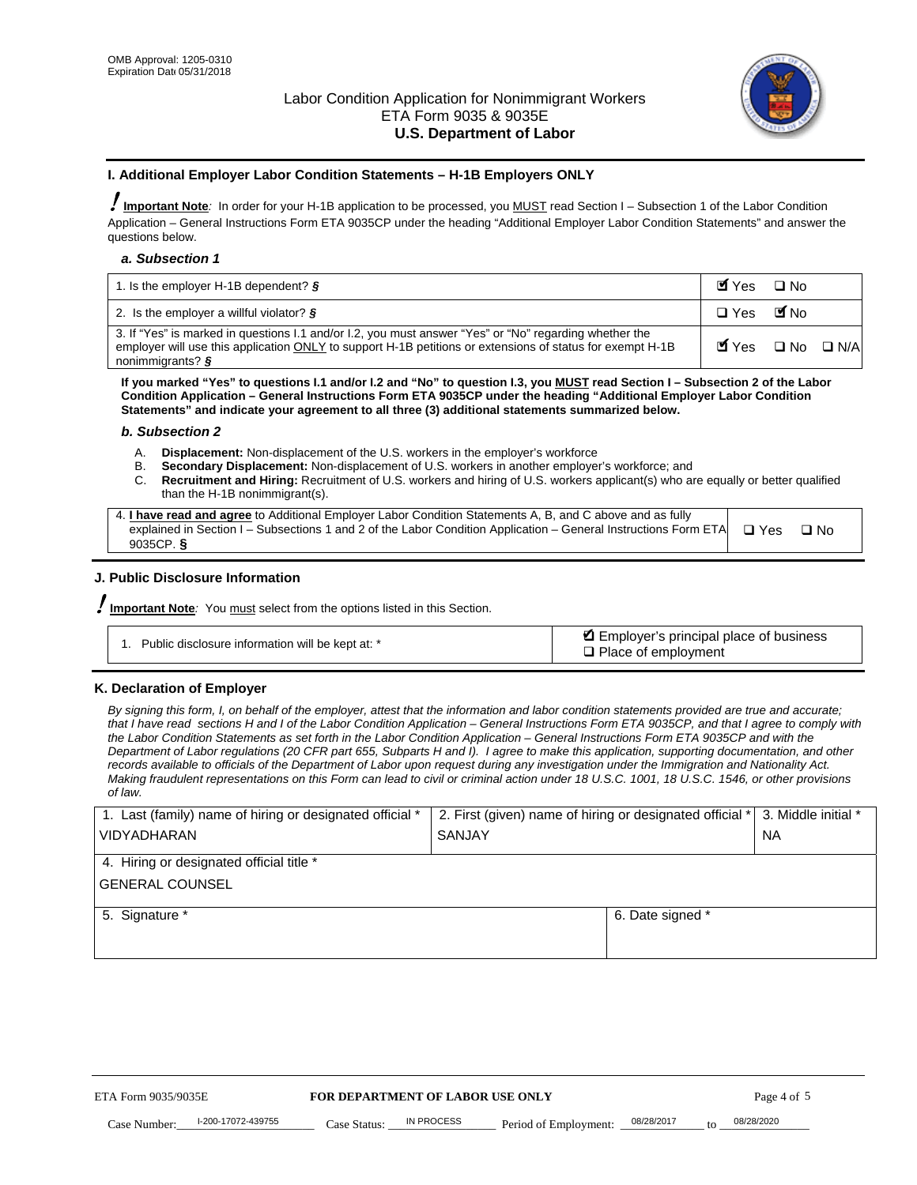OMB Approval: 1205-0310
Expiration Date 05/31/2018

# Labor Condition Application for Nonimmigrant Workers
ETA Form 9035 & 9035E
**U.S. Department of Labor**

## I. Additional Employer Labor Condition Statements – H-1B Employers ONLY

**Important Note**: In order for your H-1B application to be processed, you MUST read Section I – Subsection 1 of the Labor Condition Application – General Instructions Form ETA 9035CP under the heading "Additional Employer Labor Condition Statements" and answer the questions below.

### *a. Subsection 1*

| | |
|---|---|
| 1. Is the employer H-1B dependent? § | ☑ Yes ☐ No |
| 2. Is the employer a willful violator? § | ☐ Yes ☑ No |
| 3. If "Yes" is marked in questions I.1 and/or I.2, you must answer "Yes" or "No" regarding whether the employer will use this application ONLY to support H-1B petitions or extensions of status for exempt H-1B nonimmigrants? § | ☑ Yes ☐ No ☐ N/A |

**If you marked "Yes" to questions I.1 and/or I.2 and "No" to question I.3, you MUST read Section I – Subsection 2 of the Labor Condition Application – General Instructions Form ETA 9035CP under the heading "Additional Employer Labor Condition Statements" and indicate your agreement to all three (3) additional statements summarized below.**

### *b. Subsection 2*

A. **Displacement:** Non-displacement of the U.S. workers in the employer's workforce
B. **Secondary Displacement:** Non-displacement of U.S. workers in another employer's workforce; and
C. **Recruitment and Hiring:** Recruitment of U.S. workers and hiring of U.S. workers applicant(s) who are equally or better qualified than the H-1B nonimmigrant(s).

| | |
|---|---|
| 4. **I have read and agree** to Additional Employer Labor Condition Statements A, B, and C above and as fully explained in Section I – Subsections 1 and 2 of the Labor Condition Application – General Instructions Form ETA 9035CP. § | ☐ Yes ☐ No |

## J. Public Disclosure Information

**Important Note**: You must select from the options listed in this Section.

| | |
|---|---|
| 1. Public disclosure information will be kept at: * | ☑ Employer's principal place of business<br>☐ Place of employment |

## K. Declaration of Employer

*By signing this form, I, on behalf of the employer, attest that the information and labor condition statements provided are true and accurate; that I have read sections H and I of the Labor Condition Application – General Instructions Form ETA 9035CP, and that I agree to comply with the Labor Condition Statements as set forth in the Labor Condition Application – General Instructions Form ETA 9035CP and with the Department of Labor regulations (20 CFR part 655, Subparts H and I). I agree to make this application, supporting documentation, and other records available to officials of the Department of Labor upon request during any investigation under the Immigration and Nationality Act. Making fraudulent representations on this Form can lead to civil or criminal action under 18 U.S.C. 1001, 18 U.S.C. 1546, or other provisions of law.*

| 1. Last (family) name of hiring or designated official * | 2. First (given) name of hiring or designated official * | 3. Middle initial * |
|---|---|---|
| VIDYADHARAN | SANJAY | NA |
| 4. Hiring or designated official title * | | |
| GENERAL COUNSEL | | |
| 5. Signature * | 6. Date signed * | |
| | | |

ETA Form 9035/9035E — **FOR DEPARTMENT OF LABOR USE ONLY**

Case Number: I-200-17072-439755 Case Status: IN PROCESS Period of Employment: 08/28/2017 to 08/28/2020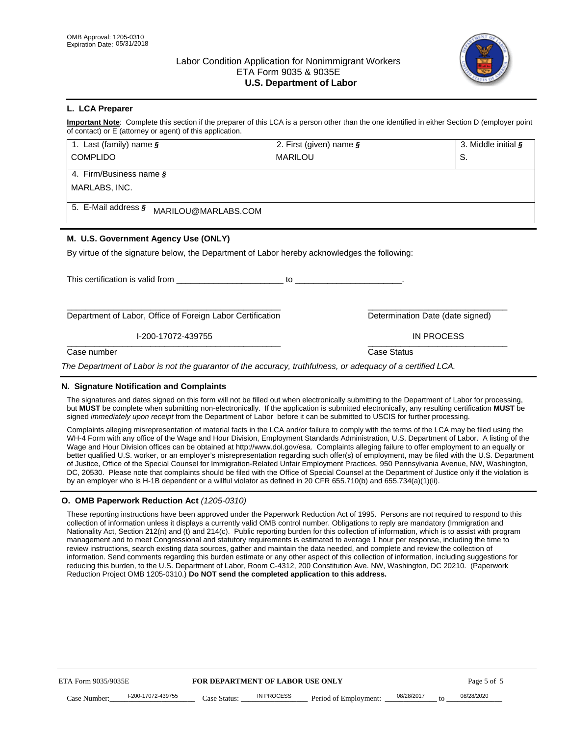OMB Approval: 1205-0310
Expiration Date: 05/31/2018

# Labor Condition Application for Nonimmigrant Workers
ETA Form 9035 & 9035E
**U.S. Department of Labor**

## L. LCA Preparer

**Important Note**: Complete this section if the preparer of this LCA is a person other than the one identified in either Section D (employer point of contact) or E (attorney or agent) of this application.

| 1. Last (family) name § | 2. First (given) name § | 3. Middle initial § |
|---|---|---|
| COMPLIDO | MARILOU | S. |

4. Firm/Business name §
MARLABS, INC.

5. E-Mail address § MARILOU@MARLABS.COM

## M. U.S. Government Agency Use (ONLY)

By virtue of the signature below, the Department of Labor hereby acknowledges the following:

This certification is valid from _______________________ to _______________________.

Department of Labor, Office of Foreign Labor Certification

Determination Date (date signed)

Case number: I-200-17072-439755

Case Status: IN PROCESS

*The Department of Labor is not the guarantor of the accuracy, truthfulness, or adequacy of a certified LCA.*

## N. Signature Notification and Complaints

The signatures and dates signed on this form will not be filled out when electronically submitting to the Department of Labor for processing, but **MUST** be complete when submitting non-electronically. If the application is submitted electronically, any resulting certification **MUST** be signed *immediately upon receipt* from the Department of Labor before it can be submitted to USCIS for further processing.

Complaints alleging misrepresentation of material facts in the LCA and/or failure to comply with the terms of the LCA may be filed using the WH-4 Form with any office of the Wage and Hour Division, Employment Standards Administration, U.S. Department of Labor. A listing of the Wage and Hour Division offices can be obtained at http://www.dol.gov/esa. Complaints alleging failure to offer employment to an equally or better qualified U.S. worker, or an employer's misrepresentation regarding such offer(s) of employment, may be filed with the U.S. Department of Justice, Office of the Special Counsel for Immigration-Related Unfair Employment Practices, 950 Pennsylvania Avenue, NW, Washington, DC, 20530. Please note that complaints should be filed with the Office of Special Counsel at the Department of Justice only if the violation is by an employer who is H-1B dependent or a willful violator as defined in 20 CFR 655.710(b) and 655.734(a)(1)(ii).

## O. OMB Paperwork Reduction Act *(1205-0310)*

These reporting instructions have been approved under the Paperwork Reduction Act of 1995. Persons are not required to respond to this collection of information unless it displays a currently valid OMB control number. Obligations to reply are mandatory (Immigration and Nationality Act, Section 212(n) and (t) and 214(c). Public reporting burden for this collection of information, which is to assist with program management and to meet Congressional and statutory requirements is estimated to average 1 hour per response, including the time to review instructions, search existing data sources, gather and maintain the data needed, and complete and review the collection of information. Send comments regarding this burden estimate or any other aspect of this collection of information, including suggestions for reducing this burden, to the U.S. Department of Labor, Room C-4312, 200 Constitution Ave. NW, Washington, DC 20210. (Paperwork Reduction Project OMB 1205-0310.) **Do NOT send the completed application to this address.**

ETA Form 9035/9035E — **FOR DEPARTMENT OF LABOR USE ONLY**

Case Number: I-200-17072-439755 Case Status: IN PROCESS Period of Employment: 08/28/2017 to 08/28/2020